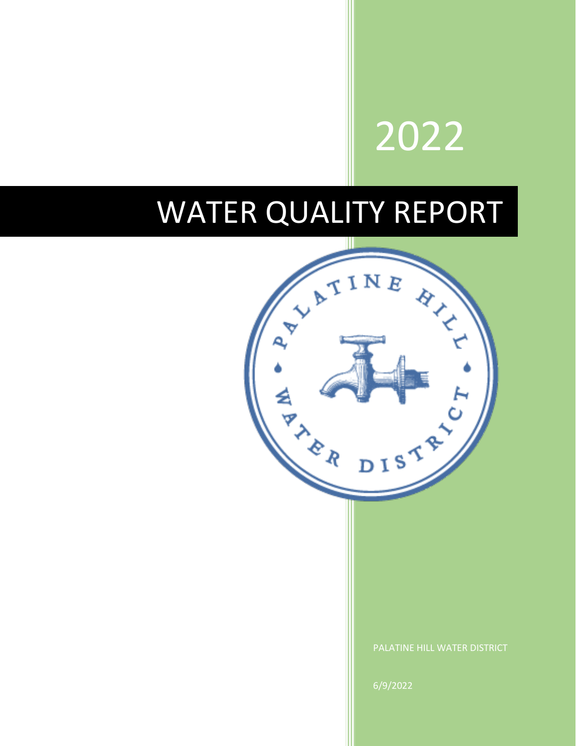# 2022

# WATER QUALITY REPORT

PALATINE HILL WATER DISTRICT

6/9/2022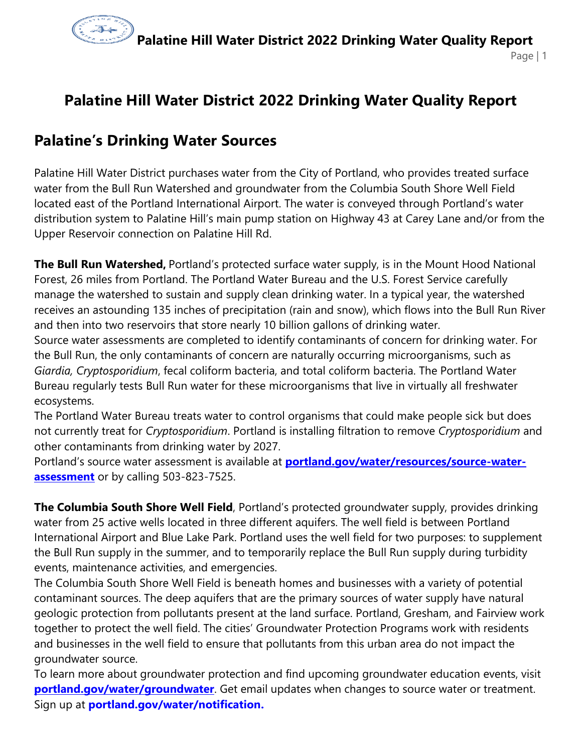# Palatine Hill Water District 2022 Drinking Water Quality Report

## Palatine's Drinking Water Sources

Palatine Hill Water District purchases water from the City of Portland, who provides treated surface water from the Bull Run Watershed and groundwater from the Columbia South Shore Well Field located east of the Portland International Airport. The water is conveyed through Portland's water distribution system to Palatine Hill's main pump station on Highway 43 at Carey Lane and/or from the Upper Reservoir connection on Palatine Hill Rd.

**The Bull Run Watershed,** Portland's protected surface water supply, is in the Mount Hood National Forest, 26 miles from Portland. The Portland Water Bureau and the U.S. Forest Service carefully manage the watershed to sustain and supply clean drinking water. In a typical year, the watershed receives an astounding 135 inches of precipitation (rain and snow), which flows into the Bull Run River and then into two reservoirs that store nearly 10 billion gallons of drinking water.

Source water assessments are completed to identify contaminants of concern for drinking water. For the Bull Run, the only contaminants of concern are naturally occurring microorganisms, such as *Giardia, Cryptosporidium*, fecal coliform bacteria, and total coliform bacteria. The Portland Water Bureau regularly tests Bull Run water for these microorganisms that live in virtually all freshwater ecosystems.

The Portland Water Bureau treats water to control organisms that could make people sick but does not currently treat for *Cryptosporidium*. Portland is installing filtration to remove *Cryptosporidium* and other contaminants from drinking water by 2027.

Portland's source water assessment is available at **portland.gov/water/resources/source-water-assessment** or by calling 503-823-7525.

**The Columbia South Shore Well Field**, Portland's protected groundwater supply, provides drinking water from 25 active wells located in three different aquifers. The well field is between Portland International Airport and Blue Lake Park. Portland uses the well field for two purposes: to supplement the Bull Run supply in the summer, and to temporarily replace the Bull Run supply during turbidity events, maintenance activities, and emergencies.

The Columbia South Shore Well Field is beneath homes and businesses with a variety of potential contaminant sources. The deep aquifers that are the primary sources of water supply have natural geologic protection from pollutants present at the land surface. Portland, Gresham, and Fairview work together to protect the well field. The cities' Groundwater Protection Programs work with residents and businesses in the well field to ensure that pollutants from this urban area do not impact the groundwater source.

To learn more about groundwater protection and find upcoming groundwater education events, visit **portland.gov/water/groundwater**. Get email updates when changes to source water or treatment. Sign up at **portland.gov/water/notification.**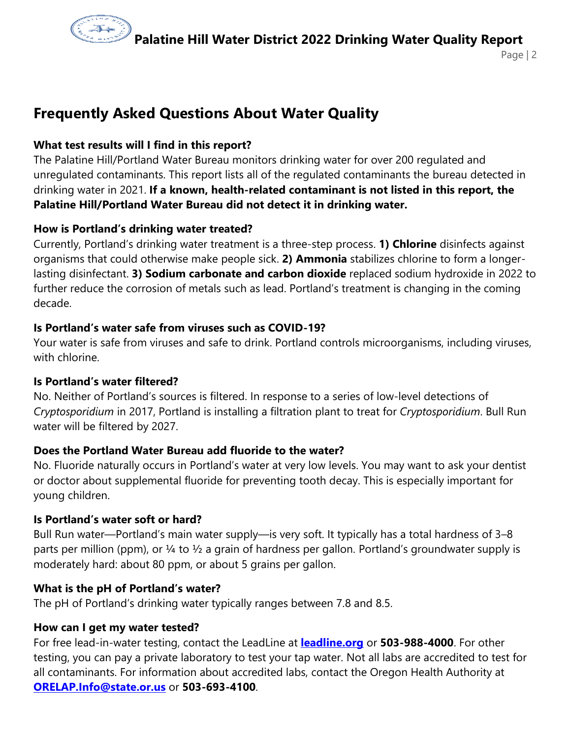## Frequently Asked Questions About Water Quality

### What test results will I find in this report?

The Palatine Hill/Portland Water Bureau monitors drinking water for over 200 regulated and unregulated contaminants. This report lists all of the regulated contaminants the bureau detected in drinking water in 2021. **If a known, health-related contaminant is not listed in this report, the Palatine Hill/Portland Water Bureau did not detect it in drinking water.**

### How is Portland's drinking water treated?

Currently, Portland's drinking water treatment is a three-step process. **1) Chlorine** disinfects against organisms that could otherwise make people sick. **2) Ammonia** stabilizes chlorine to form a longer-lasting disinfectant. **3) Sodium carbonate and carbon dioxide** replaced sodium hydroxide in 2022 to further reduce the corrosion of metals such as lead. Portland's treatment is changing in the coming decade.

### Is Portland's water safe from viruses such as COVID-19?

Your water is safe from viruses and safe to drink. Portland controls microorganisms, including viruses, with chlorine.

### Is Portland's water filtered?

No. Neither of Portland's sources is filtered. In response to a series of low-level detections of *Cryptosporidium* in 2017, Portland is installing a filtration plant to treat for *Cryptosporidium*. Bull Run water will be filtered by 2027.

### Does the Portland Water Bureau add fluoride to the water?

No. Fluoride naturally occurs in Portland's water at very low levels. You may want to ask your dentist or doctor about supplemental fluoride for preventing tooth decay. This is especially important for young children.

### Is Portland's water soft or hard?

Bull Run water—Portland's main water supply—is very soft. It typically has a total hardness of 3–8 parts per million (ppm), or ¼ to ½ a grain of hardness per gallon. Portland's groundwater supply is moderately hard: about 80 ppm, or about 5 grains per gallon.

### What is the pH of Portland's water?

The pH of Portland's drinking water typically ranges between 7.8 and 8.5.

### How can I get my water tested?

For free lead-in-water testing, contact the LeadLine at **[leadline.org](http://leadline.org)** or **503-988-4000**. For other testing, you can pay a private laboratory to test your tap water. Not all labs are accredited to test for all contaminants. For information about accredited labs, contact the Oregon Health Authority at **[ORELAP.Info@state.or.us](mailto:ORELAP.Info@state.or.us)** or **503-693-4100**.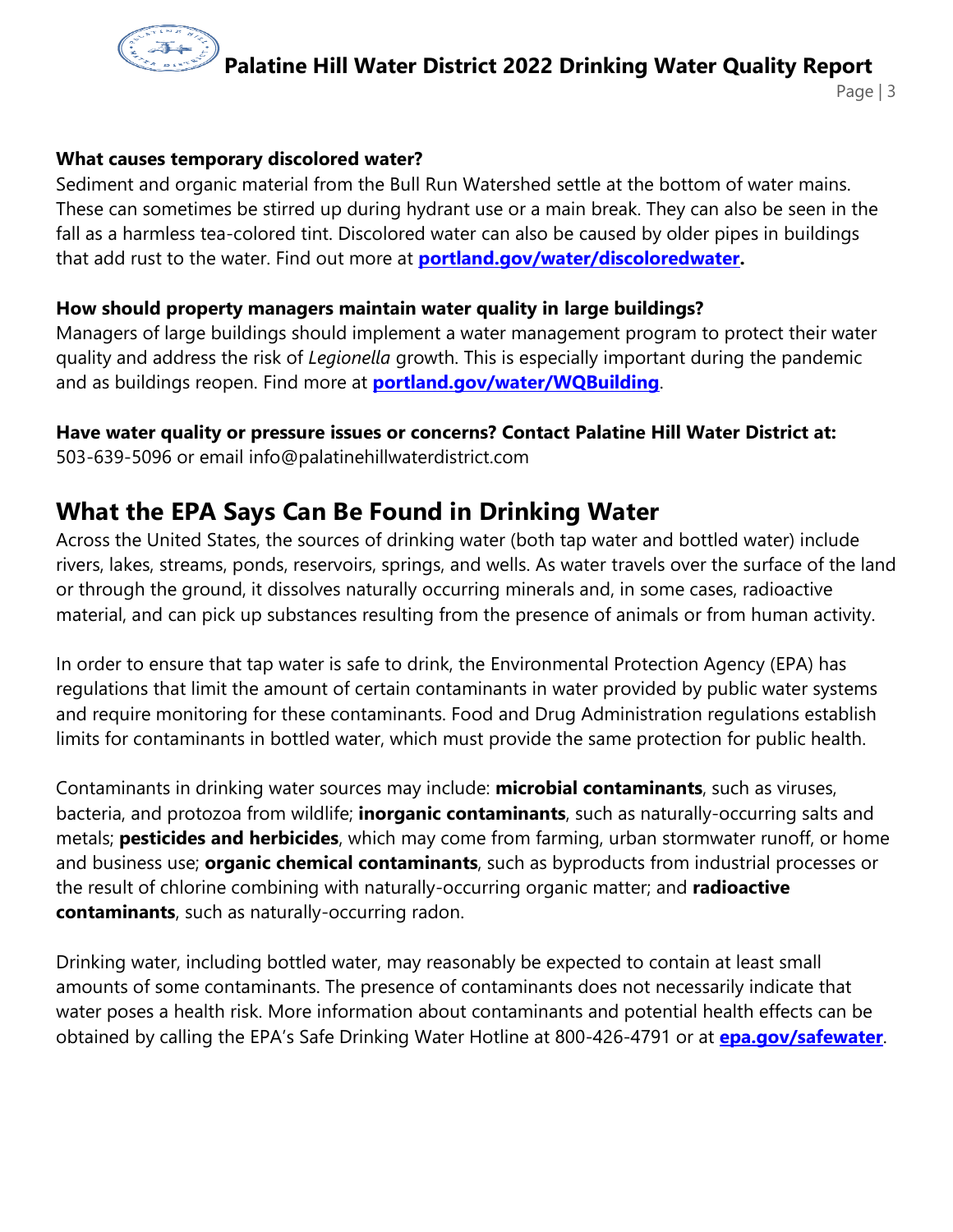**What causes temporary discolored water?**

Sediment and organic material from the Bull Run Watershed settle at the bottom of water mains. These can sometimes be stirred up during hydrant use or a main break. They can also be seen in the fall as a harmless tea-colored tint. Discolored water can also be caused by older pipes in buildings that add rust to the water. Find out more at **portland.gov/water/discoloredwater.**

**How should property managers maintain water quality in large buildings?**

Managers of large buildings should implement a water management program to protect their water quality and address the risk of *Legionella* growth. This is especially important during the pandemic and as buildings reopen. Find more at **portland.gov/water/WQBuilding**.

**Have water quality or pressure issues or concerns? Contact Palatine Hill Water District at:**

503-639-5096 or email info@palatinehillwaterdistrict.com

## What the EPA Says Can Be Found in Drinking Water

Across the United States, the sources of drinking water (both tap water and bottled water) include rivers, lakes, streams, ponds, reservoirs, springs, and wells. As water travels over the surface of the land or through the ground, it dissolves naturally occurring minerals and, in some cases, radioactive material, and can pick up substances resulting from the presence of animals or from human activity.

In order to ensure that tap water is safe to drink, the Environmental Protection Agency (EPA) has regulations that limit the amount of certain contaminants in water provided by public water systems and require monitoring for these contaminants. Food and Drug Administration regulations establish limits for contaminants in bottled water, which must provide the same protection for public health.

Contaminants in drinking water sources may include: **microbial contaminants**, such as viruses, bacteria, and protozoa from wildlife; **inorganic contaminants**, such as naturally-occurring salts and metals; **pesticides and herbicides**, which may come from farming, urban stormwater runoff, or home and business use; **organic chemical contaminants**, such as byproducts from industrial processes or the result of chlorine combining with naturally-occurring organic matter; and **radioactive contaminants**, such as naturally-occurring radon.

Drinking water, including bottled water, may reasonably be expected to contain at least small amounts of some contaminants. The presence of contaminants does not necessarily indicate that water poses a health risk. More information about contaminants and potential health effects can be obtained by calling the EPA's Safe Drinking Water Hotline at 800-426-4791 or at **epa.gov/safewater**.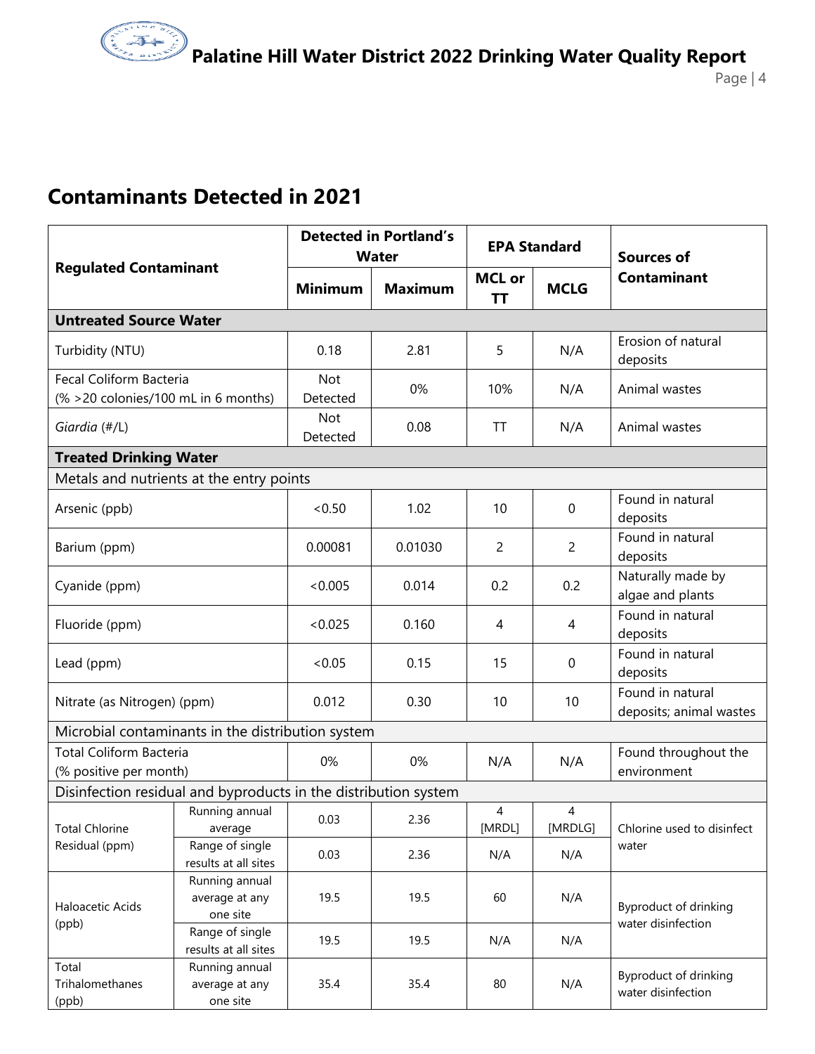## Contaminants Detected in 2021

| Regulated Contaminant | | Detected in Portland's Water | | EPA Standard | | Sources of Contaminant |
|---|---|---|---|---|---|---|
| | | Minimum | Maximum | MCL or TT | MCLG | |
| **Untreated Source Water** | | | | | | |
| Turbidity (NTU) | | 0.18 | 2.81 | 5 | N/A | Erosion of natural deposits |
| Fecal Coliform Bacteria (% >20 colonies/100 mL in 6 months) | | Not Detected | 0% | 10% | N/A | Animal wastes |
| *Giardia* (#/L) | | Not Detected | 0.08 | TT | N/A | Animal wastes |
| **Treated Drinking Water** | | | | | | |
| Metals and nutrients at the entry points | | | | | | |
| Arsenic (ppb) | | <0.50 | 1.02 | 10 | 0 | Found in natural deposits |
| Barium (ppm) | | 0.00081 | 0.01030 | 2 | 2 | Found in natural deposits |
| Cyanide (ppm) | | <0.005 | 0.014 | 0.2 | 0.2 | Naturally made by algae and plants |
| Fluoride (ppm) | | <0.025 | 0.160 | 4 | 4 | Found in natural deposits |
| Lead (ppm) | | <0.05 | 0.15 | 15 | 0 | Found in natural deposits |
| Nitrate (as Nitrogen) (ppm) | | 0.012 | 0.30 | 10 | 10 | Found in natural deposits; animal wastes |
| Microbial contaminants in the distribution system | | | | | | |
| Total Coliform Bacteria (% positive per month) | | 0% | 0% | N/A | N/A | Found throughout the environment |
| Disinfection residual and byproducts in the distribution system | | | | | | |
| Total Chlorine Residual (ppm) | Running annual average | 0.03 | 2.36 | 4 [MRDL] | 4 [MRDLG] | Chlorine used to disinfect water |
| | Range of single results at all sites | 0.03 | 2.36 | N/A | N/A | |
| Haloacetic Acids (ppb) | Running annual average at any one site | 19.5 | 19.5 | 60 | N/A | Byproduct of drinking water disinfection |
| | Range of single results at all sites | 19.5 | 19.5 | N/A | N/A | |
| Total Trihalomethanes (ppb) | Running annual average at any one site | 35.4 | 35.4 | 80 | N/A | Byproduct of drinking water disinfection |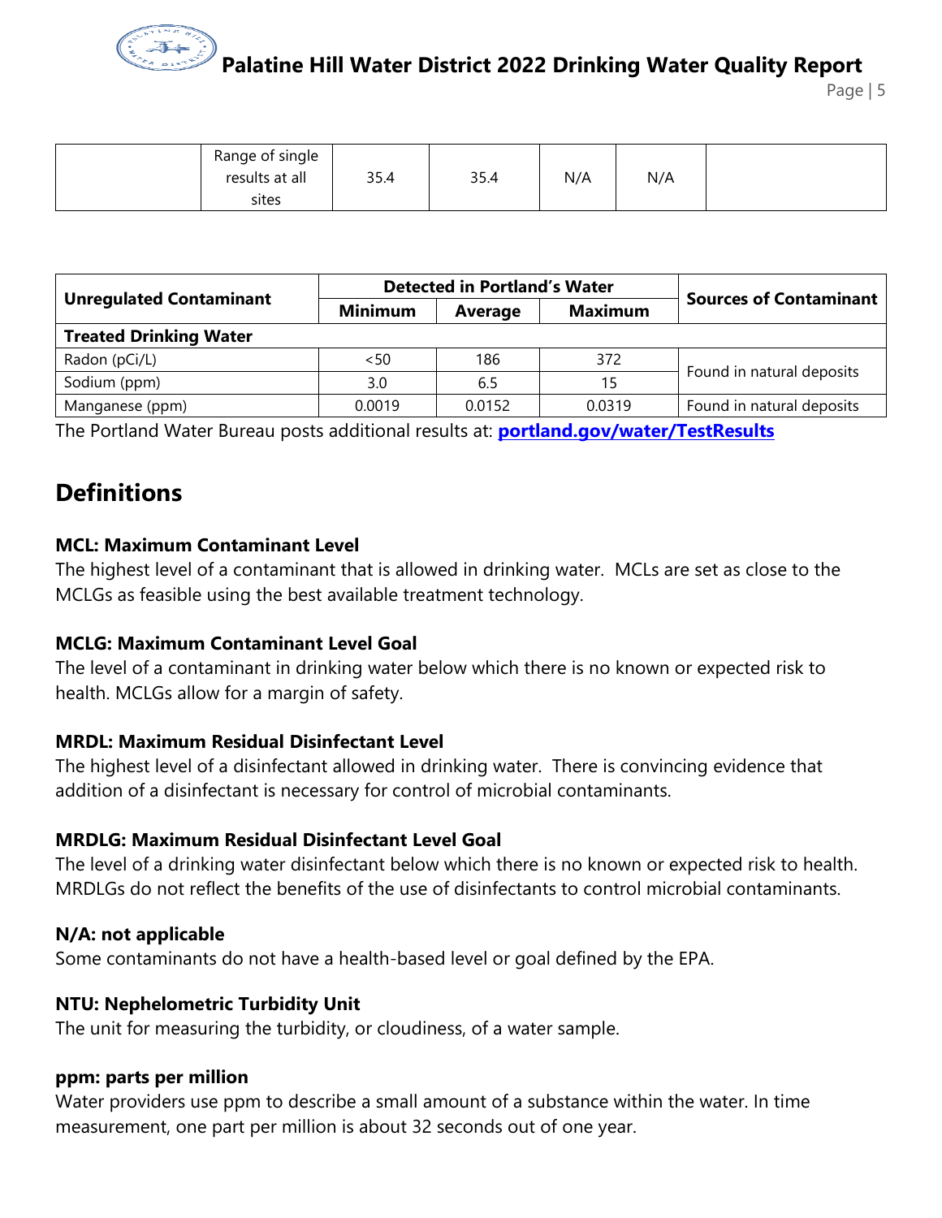| | Range of single results at all sites | 35.4 | 35.4 | N/A | N/A | |
|---|---|---|---|---|---|---|

| Unregulated Contaminant | Detected in Portland's Water | | | Sources of Contaminant |
|---|---|---|---|---|
| | Minimum | Average | Maximum | |
| **Treated Drinking Water** | | | | |
| Radon (pCi/L) | <50 | 186 | 372 | Found in natural deposits |
| Sodium (ppm) | 3.0 | 6.5 | 15 | Found in natural deposits |
| Manganese (ppm) | 0.0019 | 0.0152 | 0.0319 | Found in natural deposits |

The Portland Water Bureau posts additional results at: **portland.gov/water/TestResults**

## Definitions

**MCL: Maximum Contaminant Level**
The highest level of a contaminant that is allowed in drinking water. MCLs are set as close to the MCLGs as feasible using the best available treatment technology.

**MCLG: Maximum Contaminant Level Goal**
The level of a contaminant in drinking water below which there is no known or expected risk to health. MCLGs allow for a margin of safety.

**MRDL: Maximum Residual Disinfectant Level**
The highest level of a disinfectant allowed in drinking water. There is convincing evidence that addition of a disinfectant is necessary for control of microbial contaminants.

**MRDLG: Maximum Residual Disinfectant Level Goal**
The level of a drinking water disinfectant below which there is no known or expected risk to health. MRDLGs do not reflect the benefits of the use of disinfectants to control microbial contaminants.

**N/A: not applicable**
Some contaminants do not have a health-based level or goal defined by the EPA.

**NTU: Nephelometric Turbidity Unit**
The unit for measuring the turbidity, or cloudiness, of a water sample.

**ppm: parts per million**
Water providers use ppm to describe a small amount of a substance within the water. In time measurement, one part per million is about 32 seconds out of one year.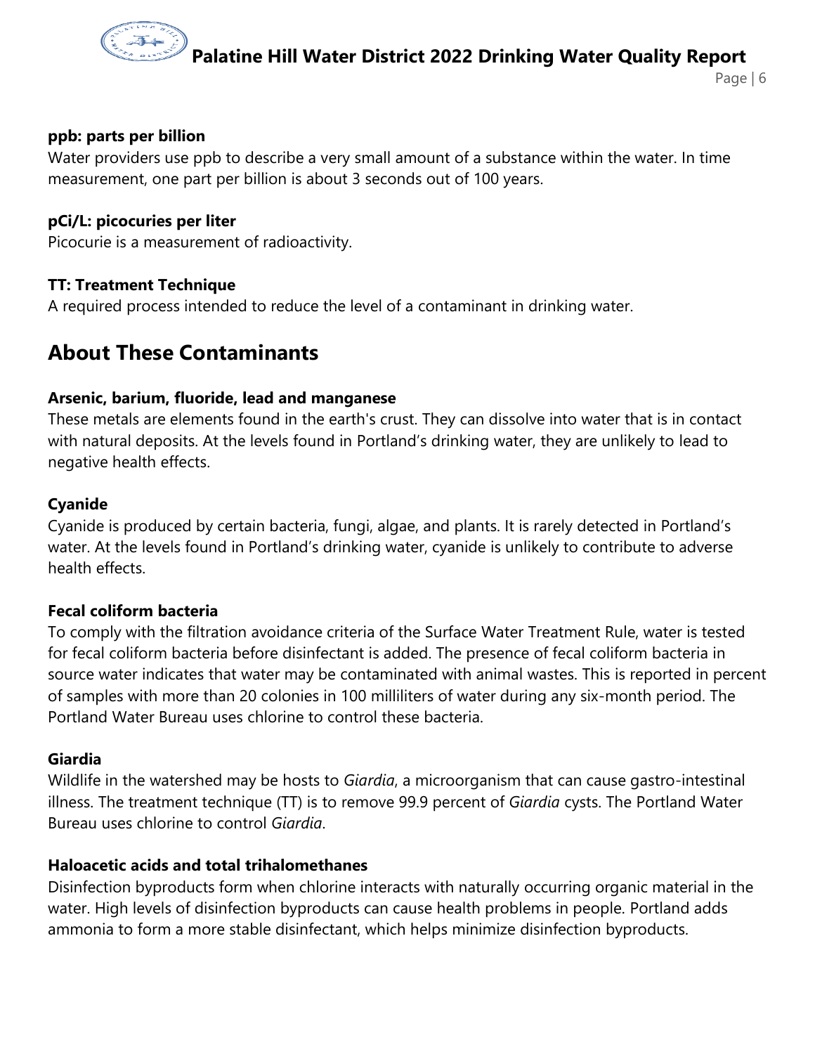**ppb: parts per billion**

Water providers use ppb to describe a very small amount of a substance within the water. In time measurement, one part per billion is about 3 seconds out of 100 years.

**pCi/L: picocuries per liter**

Picocurie is a measurement of radioactivity.

**TT: Treatment Technique**

A required process intended to reduce the level of a contaminant in drinking water.

## About These Contaminants

**Arsenic, barium, fluoride, lead and manganese**

These metals are elements found in the earth's crust. They can dissolve into water that is in contact with natural deposits. At the levels found in Portland's drinking water, they are unlikely to lead to negative health effects.

**Cyanide**

Cyanide is produced by certain bacteria, fungi, algae, and plants. It is rarely detected in Portland's water. At the levels found in Portland's drinking water, cyanide is unlikely to contribute to adverse health effects.

**Fecal coliform bacteria**

To comply with the filtration avoidance criteria of the Surface Water Treatment Rule, water is tested for fecal coliform bacteria before disinfectant is added. The presence of fecal coliform bacteria in source water indicates that water may be contaminated with animal wastes. This is reported in percent of samples with more than 20 colonies in 100 milliliters of water during any six-month period. The Portland Water Bureau uses chlorine to control these bacteria.

**Giardia**

Wildlife in the watershed may be hosts to *Giardia*, a microorganism that can cause gastro-intestinal illness. The treatment technique (TT) is to remove 99.9 percent of *Giardia* cysts. The Portland Water Bureau uses chlorine to control *Giardia*.

**Haloacetic acids and total trihalomethanes**

Disinfection byproducts form when chlorine interacts with naturally occurring organic material in the water. High levels of disinfection byproducts can cause health problems in people. Portland adds ammonia to form a more stable disinfectant, which helps minimize disinfection byproducts.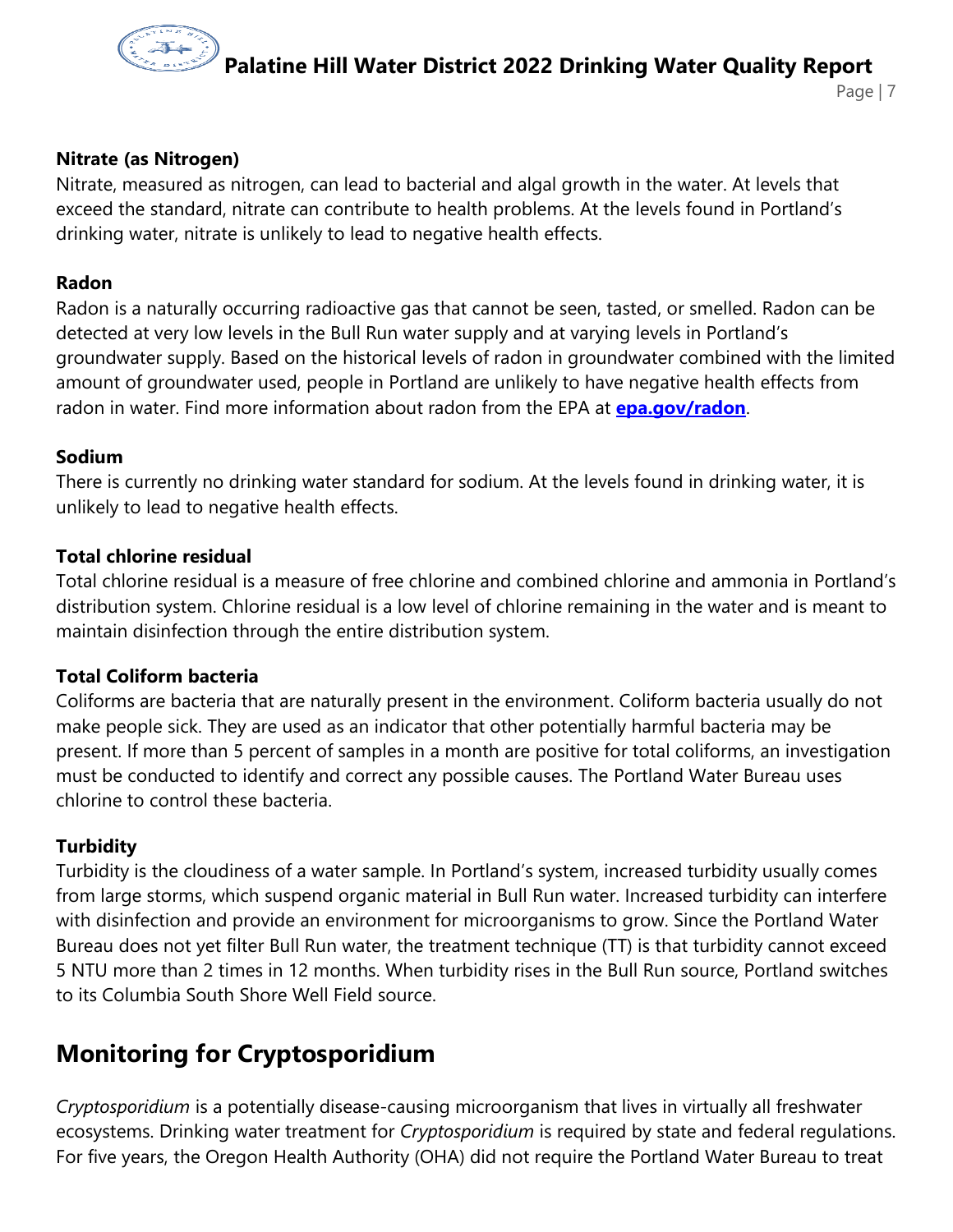**Nitrate (as Nitrogen)**

Nitrate, measured as nitrogen, can lead to bacterial and algal growth in the water. At levels that exceed the standard, nitrate can contribute to health problems. At the levels found in Portland's drinking water, nitrate is unlikely to lead to negative health effects.

**Radon**

Radon is a naturally occurring radioactive gas that cannot be seen, tasted, or smelled. Radon can be detected at very low levels in the Bull Run water supply and at varying levels in Portland's groundwater supply. Based on the historical levels of radon in groundwater combined with the limited amount of groundwater used, people in Portland are unlikely to have negative health effects from radon in water. Find more information about radon from the EPA at **epa.gov/radon**.

**Sodium**

There is currently no drinking water standard for sodium. At the levels found in drinking water, it is unlikely to lead to negative health effects.

**Total chlorine residual**

Total chlorine residual is a measure of free chlorine and combined chlorine and ammonia in Portland's distribution system. Chlorine residual is a low level of chlorine remaining in the water and is meant to maintain disinfection through the entire distribution system.

**Total Coliform bacteria**

Coliforms are bacteria that are naturally present in the environment. Coliform bacteria usually do not make people sick. They are used as an indicator that other potentially harmful bacteria may be present. If more than 5 percent of samples in a month are positive for total coliforms, an investigation must be conducted to identify and correct any possible causes. The Portland Water Bureau uses chlorine to control these bacteria.

**Turbidity**

Turbidity is the cloudiness of a water sample. In Portland's system, increased turbidity usually comes from large storms, which suspend organic material in Bull Run water. Increased turbidity can interfere with disinfection and provide an environment for microorganisms to grow. Since the Portland Water Bureau does not yet filter Bull Run water, the treatment technique (TT) is that turbidity cannot exceed 5 NTU more than 2 times in 12 months. When turbidity rises in the Bull Run source, Portland switches to its Columbia South Shore Well Field source.

## Monitoring for Cryptosporidium

*Cryptosporidium* is a potentially disease-causing microorganism that lives in virtually all freshwater ecosystems. Drinking water treatment for *Cryptosporidium* is required by state and federal regulations. For five years, the Oregon Health Authority (OHA) did not require the Portland Water Bureau to treat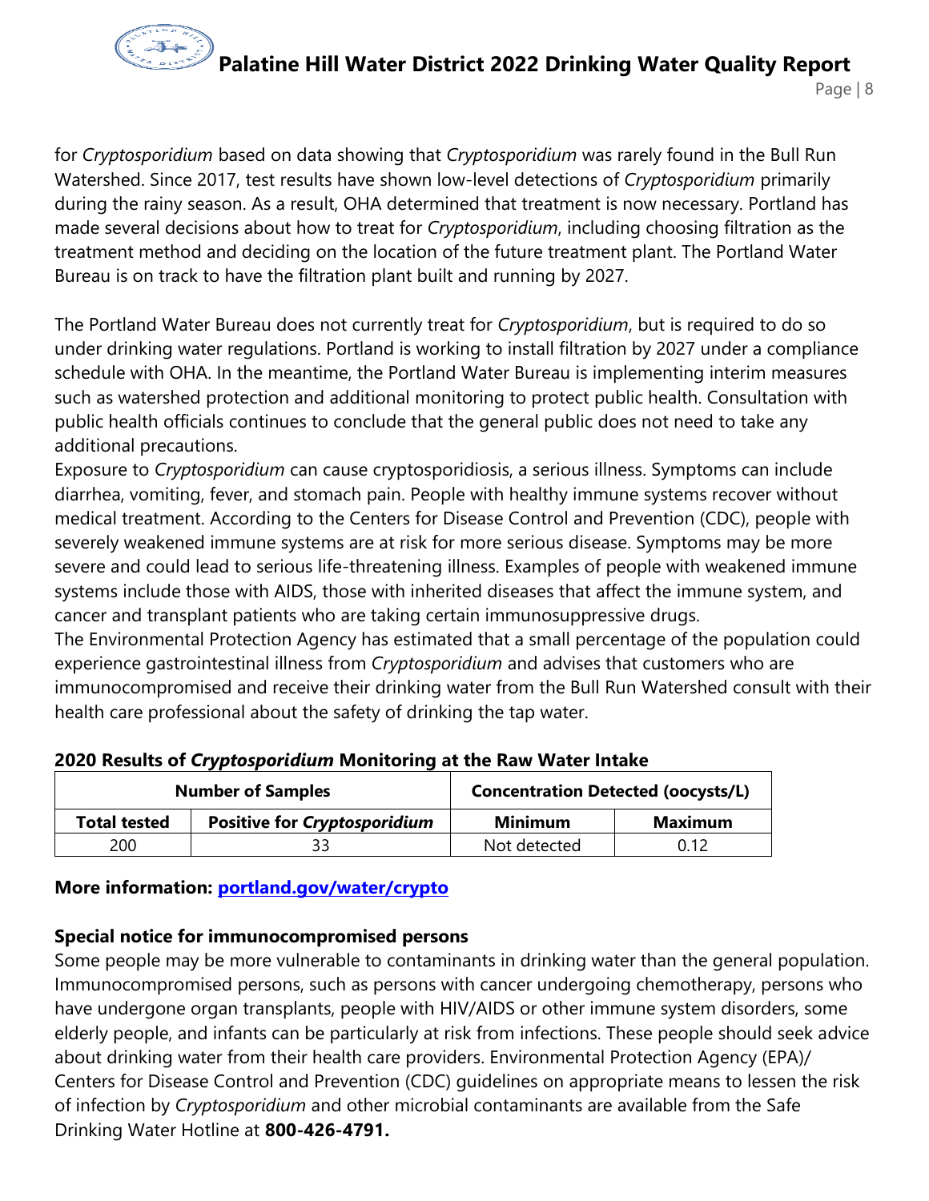for *Cryptosporidium* based on data showing that *Cryptosporidium* was rarely found in the Bull Run Watershed. Since 2017, test results have shown low-level detections of *Cryptosporidium* primarily during the rainy season. As a result, OHA determined that treatment is now necessary. Portland has made several decisions about how to treat for *Cryptosporidium*, including choosing filtration as the treatment method and deciding on the location of the future treatment plant. The Portland Water Bureau is on track to have the filtration plant built and running by 2027.

The Portland Water Bureau does not currently treat for *Cryptosporidium*, but is required to do so under drinking water regulations. Portland is working to install filtration by 2027 under a compliance schedule with OHA. In the meantime, the Portland Water Bureau is implementing interim measures such as watershed protection and additional monitoring to protect public health. Consultation with public health officials continues to conclude that the general public does not need to take any additional precautions.

Exposure to *Cryptosporidium* can cause cryptosporidiosis, a serious illness. Symptoms can include diarrhea, vomiting, fever, and stomach pain. People with healthy immune systems recover without medical treatment. According to the Centers for Disease Control and Prevention (CDC), people with severely weakened immune systems are at risk for more serious disease. Symptoms may be more severe and could lead to serious life-threatening illness. Examples of people with weakened immune systems include those with AIDS, those with inherited diseases that affect the immune system, and cancer and transplant patients who are taking certain immunosuppressive drugs.

The Environmental Protection Agency has estimated that a small percentage of the population could experience gastrointestinal illness from *Cryptosporidium* and advises that customers who are immunocompromised and receive their drinking water from the Bull Run Watershed consult with their health care professional about the safety of drinking the tap water.

**2020 Results of *Cryptosporidium* Monitoring at the Raw Water Intake**

| Number of Samples | | Concentration Detected (oocysts/L) | |
|---|---|---|---|
| **Total tested** | **Positive for *Cryptosporidium*** | **Minimum** | **Maximum** |
| 200 | 33 | Not detected | 0.12 |

**More information: [portland.gov/water/crypto](portland.gov/water/crypto)**

**Special notice for immunocompromised persons**

Some people may be more vulnerable to contaminants in drinking water than the general population. Immunocompromised persons, such as persons with cancer undergoing chemotherapy, persons who have undergone organ transplants, people with HIV/AIDS or other immune system disorders, some elderly people, and infants can be particularly at risk from infections. These people should seek advice about drinking water from their health care providers. Environmental Protection Agency (EPA)/ Centers for Disease Control and Prevention (CDC) guidelines on appropriate means to lessen the risk of infection by *Cryptosporidium* and other microbial contaminants are available from the Safe Drinking Water Hotline at **800-426-4791.**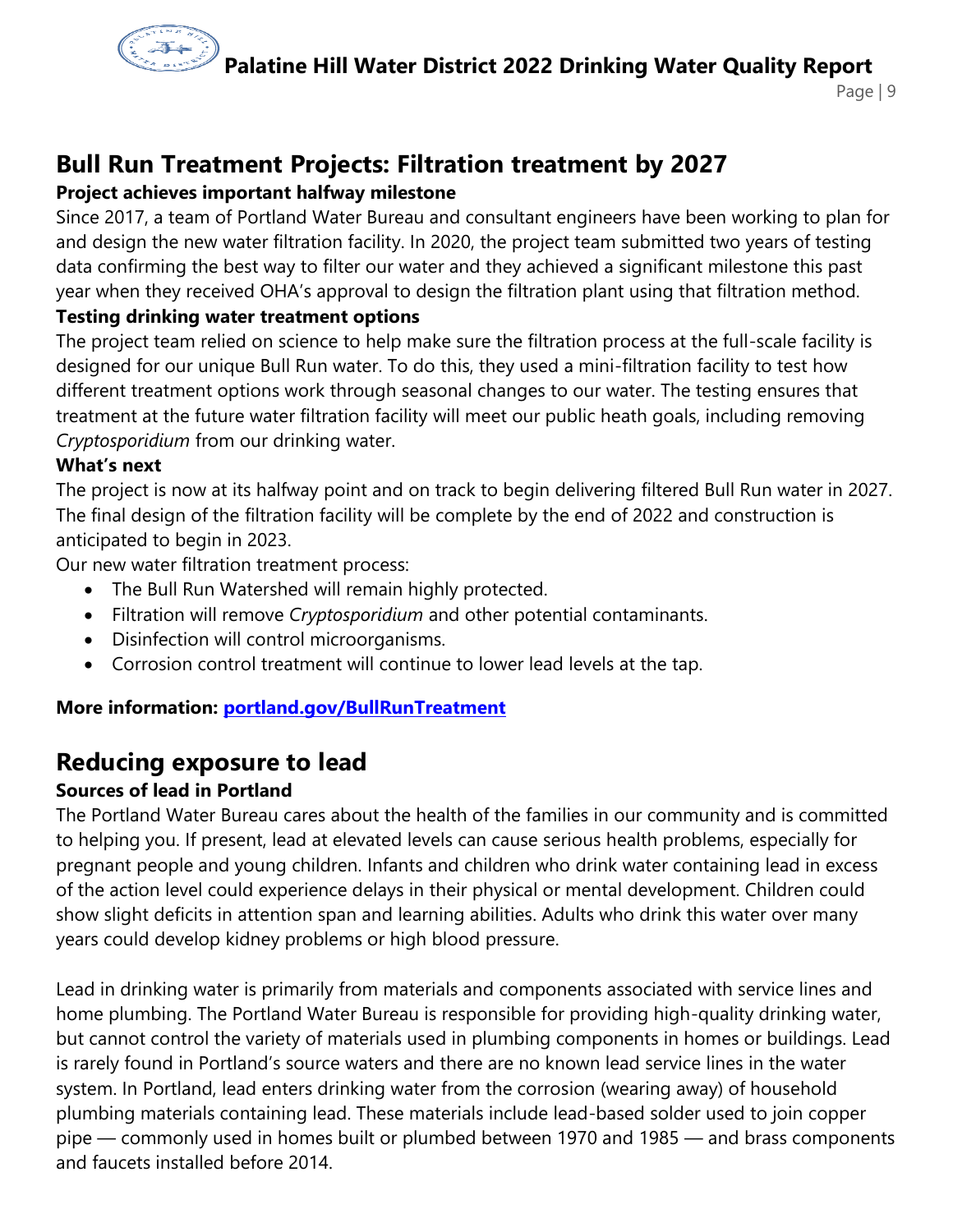## Bull Run Treatment Projects: Filtration treatment by 2027

**Project achieves important halfway milestone**

Since 2017, a team of Portland Water Bureau and consultant engineers have been working to plan for and design the new water filtration facility. In 2020, the project team submitted two years of testing data confirming the best way to filter our water and they achieved a significant milestone this past year when they received OHA's approval to design the filtration plant using that filtration method.

**Testing drinking water treatment options**

The project team relied on science to help make sure the filtration process at the full-scale facility is designed for our unique Bull Run water. To do this, they used a mini-filtration facility to test how different treatment options work through seasonal changes to our water. The testing ensures that treatment at the future water filtration facility will meet our public heath goals, including removing *Cryptosporidium* from our drinking water.

**What's next**

The project is now at its halfway point and on track to begin delivering filtered Bull Run water in 2027. The final design of the filtration facility will be complete by the end of 2022 and construction is anticipated to begin in 2023.

Our new water filtration treatment process:

- The Bull Run Watershed will remain highly protected.
- Filtration will remove *Cryptosporidium* and other potential contaminants.
- Disinfection will control microorganisms.
- Corrosion control treatment will continue to lower lead levels at the tap.

**More information: [portland.gov/BullRunTreatment](portland.gov/BullRunTreatment)**

## Reducing exposure to lead

**Sources of lead in Portland**

The Portland Water Bureau cares about the health of the families in our community and is committed to helping you. If present, lead at elevated levels can cause serious health problems, especially for pregnant people and young children. Infants and children who drink water containing lead in excess of the action level could experience delays in their physical or mental development. Children could show slight deficits in attention span and learning abilities. Adults who drink this water over many years could develop kidney problems or high blood pressure.

Lead in drinking water is primarily from materials and components associated with service lines and home plumbing. The Portland Water Bureau is responsible for providing high-quality drinking water, but cannot control the variety of materials used in plumbing components in homes or buildings. Lead is rarely found in Portland's source waters and there are no known lead service lines in the water system. In Portland, lead enters drinking water from the corrosion (wearing away) of household plumbing materials containing lead. These materials include lead-based solder used to join copper pipe — commonly used in homes built or plumbed between 1970 and 1985 — and brass components and faucets installed before 2014.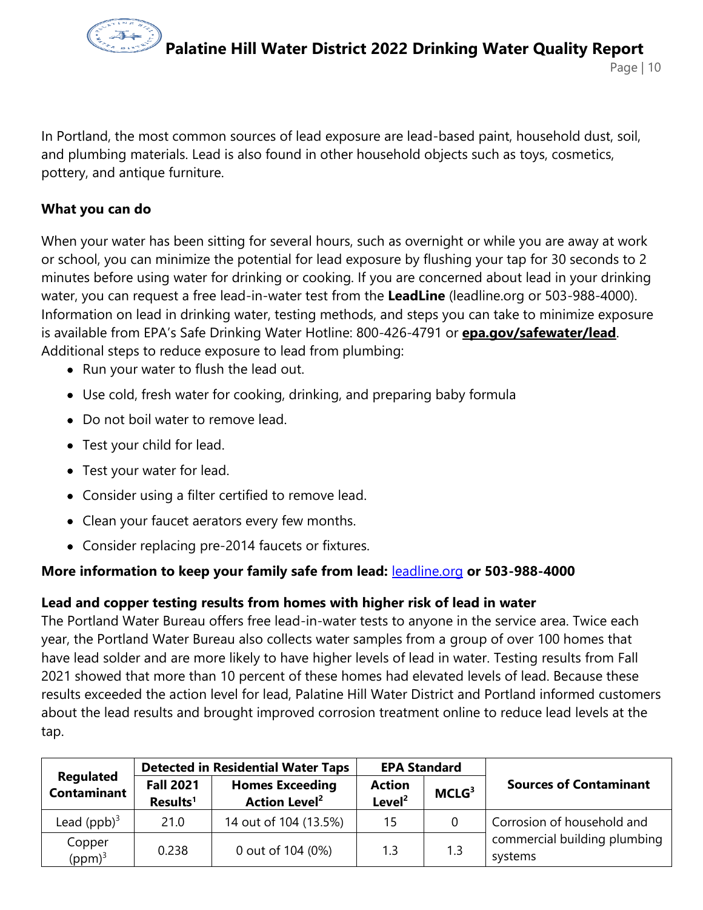In Portland, the most common sources of lead exposure are lead-based paint, household dust, soil, and plumbing materials. Lead is also found in other household objects such as toys, cosmetics, pottery, and antique furniture.

**What you can do**

When your water has been sitting for several hours, such as overnight or while you are away at work or school, you can minimize the potential for lead exposure by flushing your tap for 30 seconds to 2 minutes before using water for drinking or cooking. If you are concerned about lead in your drinking water, you can request a free lead-in-water test from the **LeadLine** (leadline.org or 503-988-4000). Information on lead in drinking water, testing methods, and steps you can take to minimize exposure is available from EPA's Safe Drinking Water Hotline: 800-426-4791 or **epa.gov/safewater/lead**. Additional steps to reduce exposure to lead from plumbing:

- Run your water to flush the lead out.
- Use cold, fresh water for cooking, drinking, and preparing baby formula
- Do not boil water to remove lead.
- Test your child for lead.
- Test your water for lead.
- Consider using a filter certified to remove lead.
- Clean your faucet aerators every few months.
- Consider replacing pre-2014 faucets or fixtures.

**More information to keep your family safe from lead:** leadline.org **or 503-988-4000**

**Lead and copper testing results from homes with higher risk of lead in water**

The Portland Water Bureau offers free lead-in-water tests to anyone in the service area. Twice each year, the Portland Water Bureau also collects water samples from a group of over 100 homes that have lead solder and are more likely to have higher levels of lead in water. Testing results from Fall 2021 showed that more than 10 percent of these homes had elevated levels of lead. Because these results exceeded the action level for lead, Palatine Hill Water District and Portland informed customers about the lead results and brought improved corrosion treatment online to reduce lead levels at the tap.

| Regulated Contaminant | Detected in Residential Water Taps | | EPA Standard | | Sources of Contaminant |
|---|---|---|---|---|---|
| | Fall 2021 Results[1] | Homes Exceeding Action Level[2] | Action Level[2] | MCLG[3] | |
| Lead (ppb)[3] | 21.0 | 14 out of 104 (13.5%) | 15 | 0 | Corrosion of household and commercial building plumbing systems |
| Copper (ppm)[3] | 0.238 | 0 out of 104 (0%) | 1.3 | 1.3 | Corrosion of household and commercial building plumbing systems |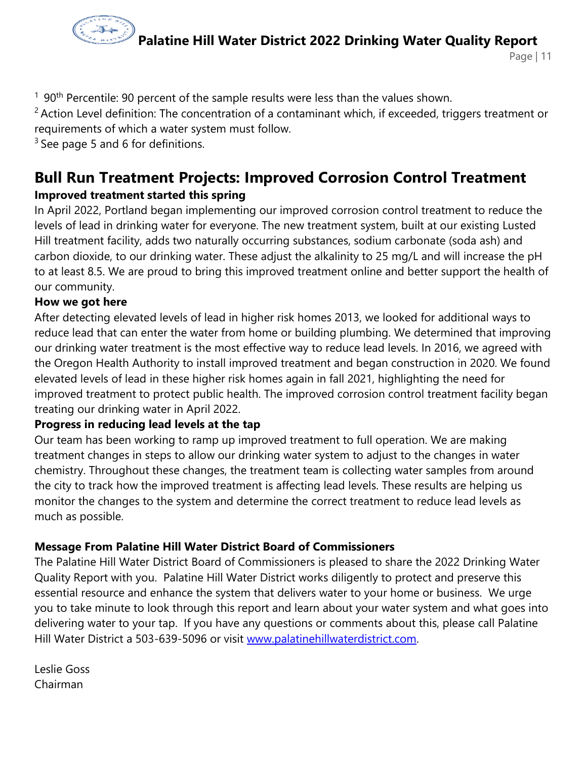[1] 90th Percentile: 90 percent of the sample results were less than the values shown.
[2] Action Level definition: The concentration of a contaminant which, if exceeded, triggers treatment or requirements of which a water system must follow.
[3] See page 5 and 6 for definitions.

## Bull Run Treatment Projects: Improved Corrosion Control Treatment

**Improved treatment started this spring**

In April 2022, Portland began implementing our improved corrosion control treatment to reduce the levels of lead in drinking water for everyone. The new treatment system, built at our existing Lusted Hill treatment facility, adds two naturally occurring substances, sodium carbonate (soda ash) and carbon dioxide, to our drinking water. These adjust the alkalinity to 25 mg/L and will increase the pH to at least 8.5. We are proud to bring this improved treatment online and better support the health of our community.

**How we got here**

After detecting elevated levels of lead in higher risk homes 2013, we looked for additional ways to reduce lead that can enter the water from home or building plumbing. We determined that improving our drinking water treatment is the most effective way to reduce lead levels. In 2016, we agreed with the Oregon Health Authority to install improved treatment and began construction in 2020. We found elevated levels of lead in these higher risk homes again in fall 2021, highlighting the need for improved treatment to protect public health. The improved corrosion control treatment facility began treating our drinking water in April 2022.

**Progress in reducing lead levels at the tap**

Our team has been working to ramp up improved treatment to full operation. We are making treatment changes in steps to allow our drinking water system to adjust to the changes in water chemistry. Throughout these changes, the treatment team is collecting water samples from around the city to track how the improved treatment is affecting lead levels. These results are helping us monitor the changes to the system and determine the correct treatment to reduce lead levels as much as possible.

**Message From Palatine Hill Water District Board of Commissioners**

The Palatine Hill Water District Board of Commissioners is pleased to share the 2022 Drinking Water Quality Report with you. Palatine Hill Water District works diligently to protect and preserve this essential resource and enhance the system that delivers water to your home or business. We urge you to take minute to look through this report and learn about your water system and what goes into delivering water to your tap. If you have any questions or comments about this, please call Palatine Hill Water District a 503-639-5096 or visit [www.palatinehillwaterdistrict.com](http://www.palatinehillwaterdistrict.com).

Leslie Goss
Chairman